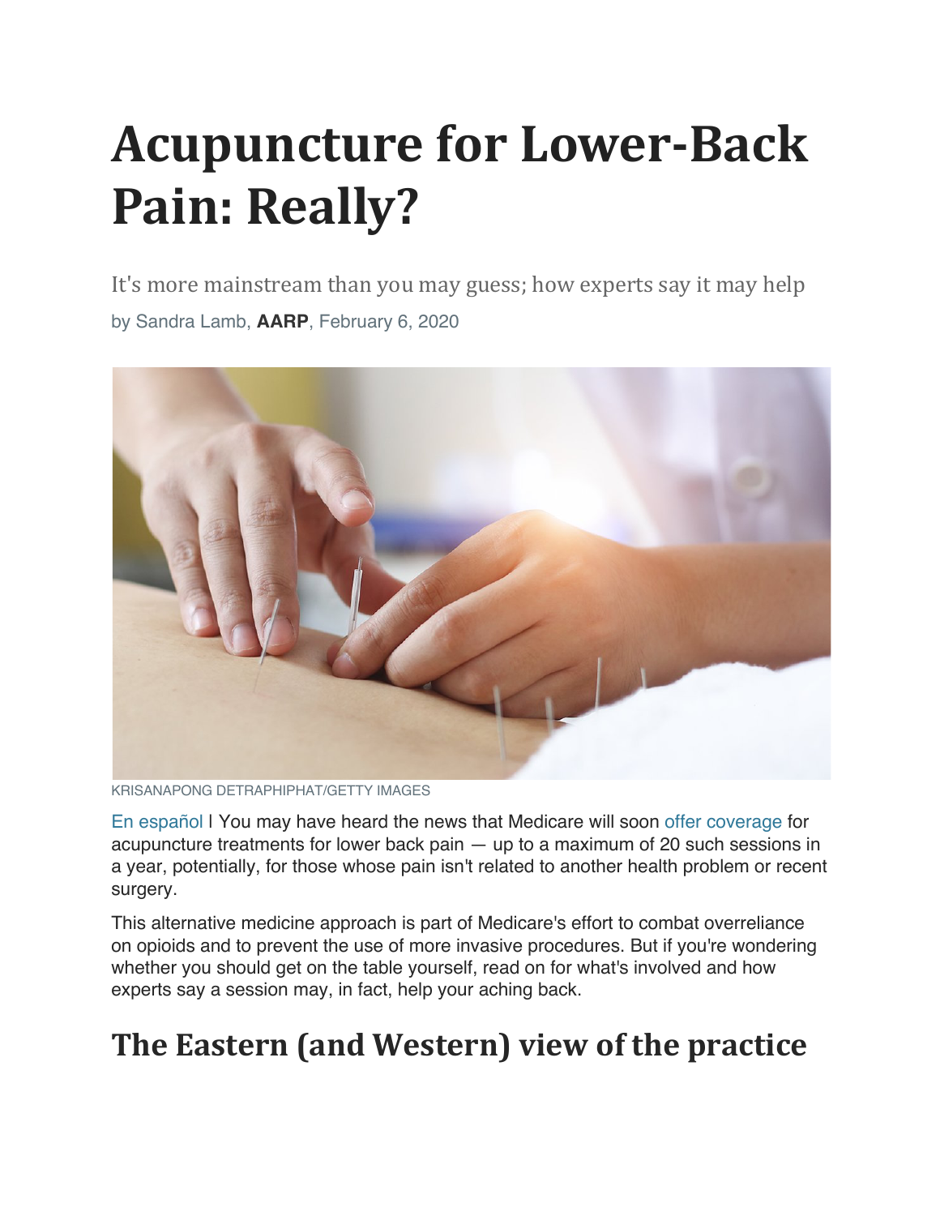# Acupuncture for Lower-Back Pain: Really?

It's more mainstream than you may guess; how experts say it may help

by Sandra Lamb, **AARP**, February 6, 2020

KRISANAPONG DETRAPHIPHAT/GETTY IMAGES

En español | You may have heard the news that Medicare will soon offer coverage for acupuncture treatments for lower back pain — up to a maximum of 20 such sessions in a year, potentially, for those whose pain isn't related to another health problem or recent surgery.

This alternative medicine approach is part of Medicare's effort to combat overreliance on opioids and to prevent the use of more invasive procedures. But if you're wondering whether you should get on the table yourself, read on for what's involved and how experts say a session may, in fact, help your aching back.

## The Eastern (and Western) view of the practice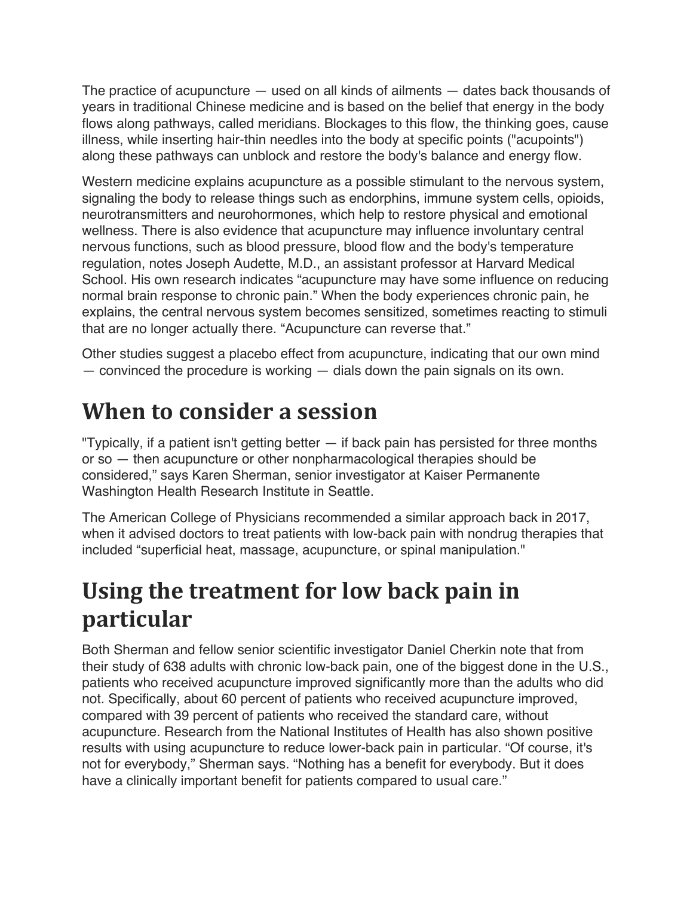The practice of acupuncture — used on all kinds of ailments — dates back thousands of years in traditional Chinese medicine and is based on the belief that energy in the body flows along pathways, called meridians. Blockages to this flow, the thinking goes, cause illness, while inserting hair-thin needles into the body at specific points ("acupoints") along these pathways can unblock and restore the body's balance and energy flow.

Western medicine explains acupuncture as a possible stimulant to the nervous system, signaling the body to release things such as endorphins, immune system cells, opioids, neurotransmitters and neurohormones, which help to restore physical and emotional wellness. There is also evidence that acupuncture may influence involuntary central nervous functions, such as blood pressure, blood flow and the body's temperature regulation, notes Joseph Audette, M.D., an assistant professor at Harvard Medical School. His own research indicates "acupuncture may have some influence on reducing normal brain response to chronic pain." When the body experiences chronic pain, he explains, the central nervous system becomes sensitized, sometimes reacting to stimuli that are no longer actually there. "Acupuncture can reverse that."

Other studies suggest a placebo effect from acupuncture, indicating that our own mind — convinced the procedure is working — dials down the pain signals on its own.

# When to consider a session

"Typically, if a patient isn't getting better — if back pain has persisted for three months or so — then acupuncture or other nonpharmacological therapies should be considered," says Karen Sherman, senior investigator at Kaiser Permanente Washington Health Research Institute in Seattle.

The American College of Physicians recommended a similar approach back in 2017, when it advised doctors to treat patients with low-back pain with nondrug therapies that included "superficial heat, massage, acupuncture, or spinal manipulation."

# Using the treatment for low back pain in particular

Both Sherman and fellow senior scientific investigator Daniel Cherkin note that from their study of 638 adults with chronic low-back pain, one of the biggest done in the U.S., patients who received acupuncture improved significantly more than the adults who did not. Specifically, about 60 percent of patients who received acupuncture improved, compared with 39 percent of patients who received the standard care, without acupuncture. Research from the National Institutes of Health has also shown positive results with using acupuncture to reduce lower-back pain in particular. "Of course, it's not for everybody," Sherman says. "Nothing has a benefit for everybody. But it does have a clinically important benefit for patients compared to usual care."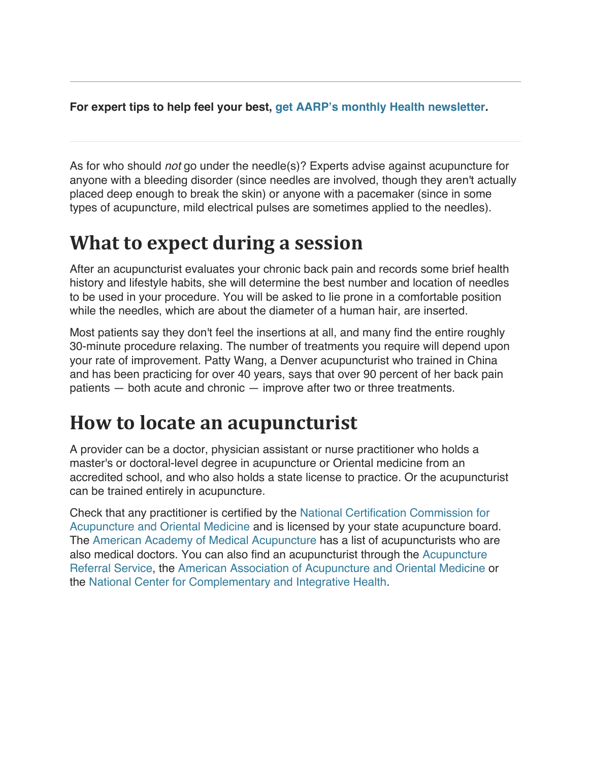**For expert tips to help feel your best, get AARP's monthly Health newsletter.**

---

As for who should *not* go under the needle(s)? Experts advise against acupuncture for anyone with a bleeding disorder (since needles are involved, though they aren't actually placed deep enough to break the skin) or anyone with a pacemaker (since in some types of acupuncture, mild electrical pulses are sometimes applied to the needles).

## What to expect during a session

After an acupuncturist evaluates your chronic back pain and records some brief health history and lifestyle habits, she will determine the best number and location of needles to be used in your procedure. You will be asked to lie prone in a comfortable position while the needles, which are about the diameter of a human hair, are inserted.

Most patients say they don't feel the insertions at all, and many find the entire roughly 30-minute procedure relaxing. The number of treatments you require will depend upon your rate of improvement. Patty Wang, a Denver acupuncturist who trained in China and has been practicing for over 40 years, says that over 90 percent of her back pain patients — both acute and chronic — improve after two or three treatments.

## How to locate an acupuncturist

A provider can be a doctor, physician assistant or nurse practitioner who holds a master's or doctoral-level degree in acupuncture or Oriental medicine from an accredited school, and who also holds a state license to practice. Or the acupuncturist can be trained entirely in acupuncture.

Check that any practitioner is certified by the National Certification Commission for Acupuncture and Oriental Medicine and is licensed by your state acupuncture board. The American Academy of Medical Acupuncture has a list of acupuncturists who are also medical doctors. You can also find an acupuncturist through the Acupuncture Referral Service, the American Association of Acupuncture and Oriental Medicine or the National Center for Complementary and Integrative Health.